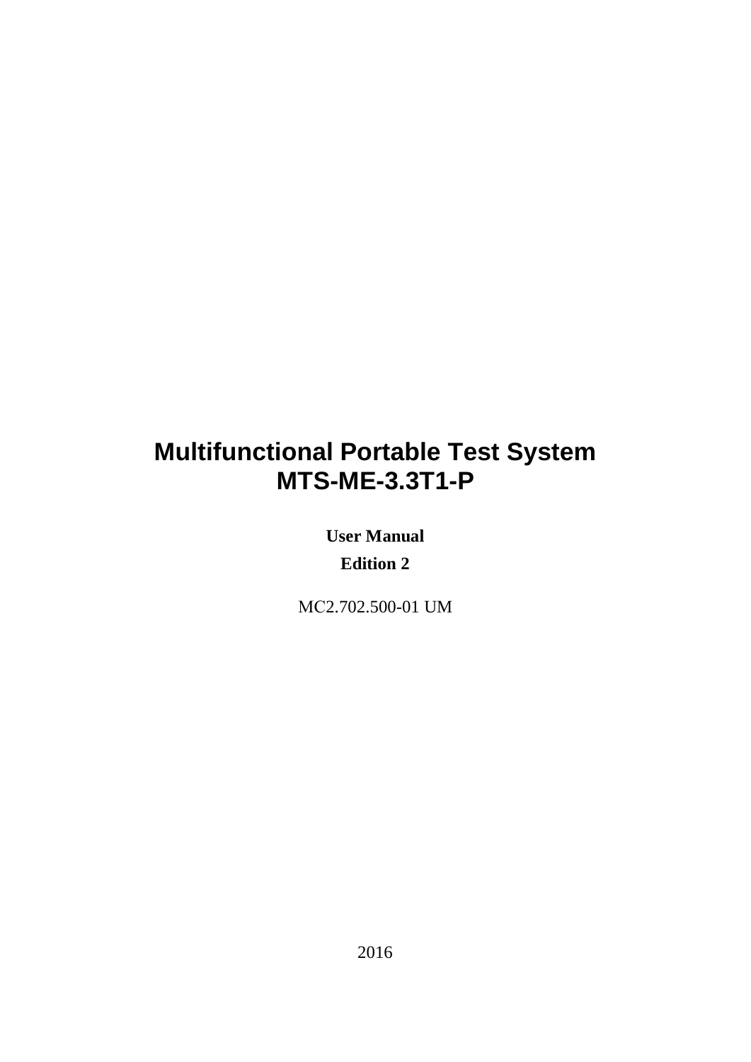# Multifunctional Portable Test System
# MTS-ME-3.3T1-P

**User Manual**

**Edition 2**

MC2.702.500-01 UM

2016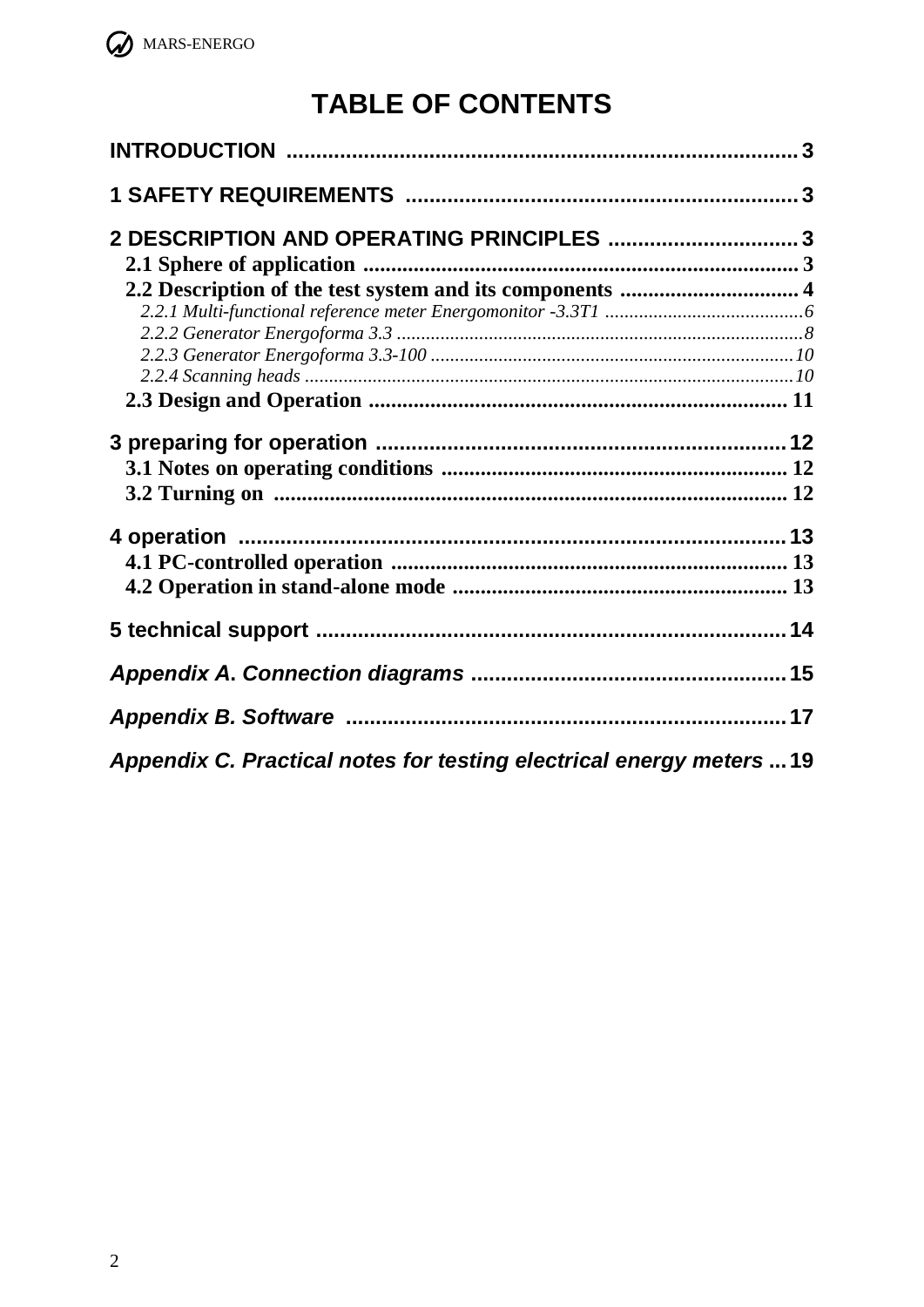# TABLE OF CONTENTS

**INTRODUCTION** ........................................................................................ 3

**1 SAFETY REQUIREMENTS** ..................................................................... 3

**2 DESCRIPTION AND OPERATING PRINCIPLES** ................................. 3

- **2.1 Sphere of application** ............................................................................ 3
- **2.2 Description of the test system and its components** ............................. 4
  - *2.2.1 Multi-functional reference meter Energomonitor -3.3T1* .......................................... 6
  - *2.2.2 Generator Energoforma 3.3* ......................................................................................... 8
  - *2.2.3 Generator Energoforma 3.3-100* ............................................................................... 10
  - *2.2.4 Scanning heads* ........................................................................................................... 10
- **2.3 Design and Operation** ........................................................................... 11

**3 preparing for operation** ........................................................................ 12

- **3.1 Notes on operating conditions** ............................................................. 12
- **3.2 Turning on** ............................................................................................. 12

**4 operation** ................................................................................................. 13

- **4.1 PC-controlled operation** ....................................................................... 13
- **4.2 Operation in stand-alone mode** ............................................................ 13

**5 technical support** ................................................................................... 14

***Appendix A. Connection diagrams*** ........................................................ 15

***Appendix B. Software*** ............................................................................. 17

***Appendix C. Practical notes for testing electrical energy meters*** ... 19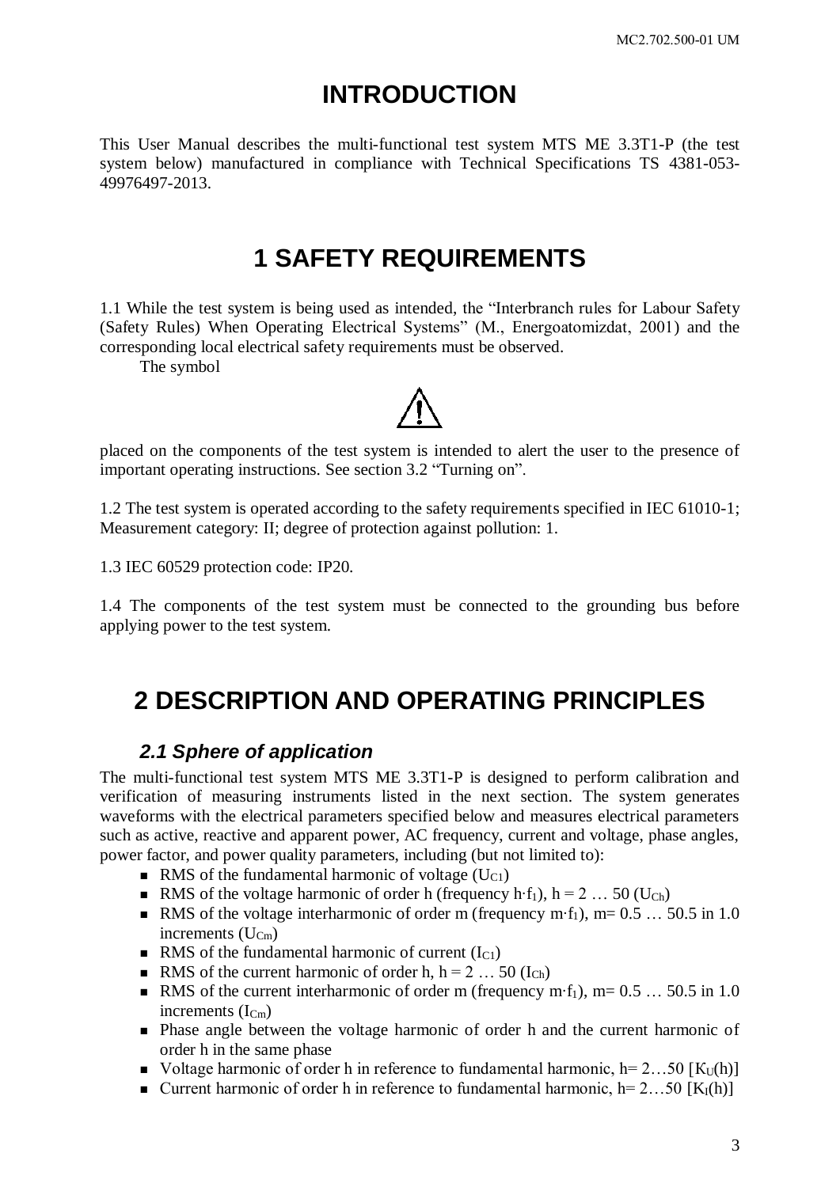# INTRODUCTION

This User Manual describes the multi-functional test system MTS ME 3.3T1-P (the test system below) manufactured in compliance with Technical Specifications TS 4381-053-49976497-2013.

# 1 SAFETY REQUIREMENTS

1.1 While the test system is being used as intended, the "Interbranch rules for Labour Safety (Safety Rules) When Operating Electrical Systems" (M., Energoatomizdat, 2001) and the corresponding local electrical safety requirements must be observed.

The symbol

⚠

placed on the components of the test system is intended to alert the user to the presence of important operating instructions. See section 3.2 "Turning on".

1.2 The test system is operated according to the safety requirements specified in IEC 61010-1; Measurement category: II; degree of protection against pollution: 1.

1.3 IEC 60529 protection code: IP20.

1.4 The components of the test system must be connected to the grounding bus before applying power to the test system.

# 2 DESCRIPTION AND OPERATING PRINCIPLES

## *2.1 Sphere of application*

The multi-functional test system MTS ME 3.3T1-P is designed to perform calibration and verification of measuring instruments listed in the next section. The system generates waveforms with the electrical parameters specified below and measures electrical parameters such as active, reactive and apparent power, AC frequency, current and voltage, phase angles, power factor, and power quality parameters, including (but not limited to):

- RMS of the fundamental harmonic of voltage ($U_{C1}$)
- RMS of the voltage harmonic of order h (frequency $h \cdot f_1$), $h = 2 \ldots 50$ ($U_{Ch}$)
- RMS of the voltage interharmonic of order m (frequency $m \cdot f_1$), $m = 0.5 \ldots 50.5$ in 1.0 increments ($U_{Cm}$)
- RMS of the fundamental harmonic of current ($I_{C1}$)
- RMS of the current harmonic of order h, $h = 2 \ldots 50$ ($I_{Ch}$)
- RMS of the current interharmonic of order m (frequency $m \cdot f_1$), $m = 0.5 \ldots 50.5$ in 1.0 increments ($I_{Cm}$)
- Phase angle between the voltage harmonic of order h and the current harmonic of order h in the same phase
- Voltage harmonic of order h in reference to fundamental harmonic, $h = 2 \ldots 50$ [$K_U(h)$]
- Current harmonic of order h in reference to fundamental harmonic, $h = 2 \ldots 50$ [$K_I(h)$]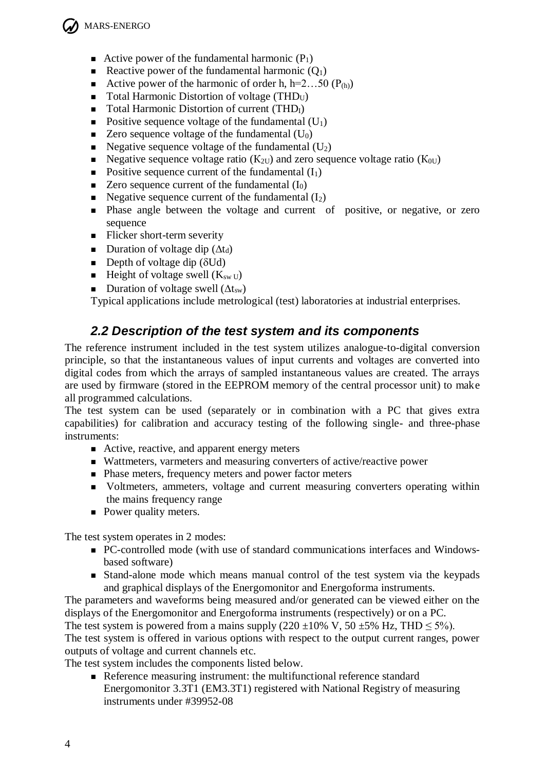- Active power of the fundamental harmonic ($P_1$)
- Reactive power of the fundamental harmonic ($Q_1$)
- Active power of the harmonic of order h, h=2…50 ($P_{(h)}$)
- Total Harmonic Distortion of voltage ($THD_U$)
- Total Harmonic Distortion of current ($THD_I$)
- Positive sequence voltage of the fundamental ($U_1$)
- Zero sequence voltage of the fundamental ($U_0$)
- Negative sequence voltage of the fundamental ($U_2$)
- Negative sequence voltage ratio ($K_{2U}$) and zero sequence voltage ratio ($K_{0U}$)
- Positive sequence current of the fundamental ($I_1$)
- Zero sequence current of the fundamental ($I_0$)
- Negative sequence current of the fundamental ($I_2$)
- Phase angle between the voltage and current of positive, or negative, or zero sequence
- Flicker short-term severity
- Duration of voltage dip ($\Delta t_d$)
- Depth of voltage dip ($\delta Ud$)
- Height of voltage swell ($K_{sw\,U}$)
- Duration of voltage swell ($\Delta t_{sw}$)

Typical applications include metrological (test) laboratories at industrial enterprises.

## *2.2 Description of the test system and its components*

The reference instrument included in the test system utilizes analogue-to-digital conversion principle, so that the instantaneous values of input currents and voltages are converted into digital codes from which the arrays of sampled instantaneous values are created. The arrays are used by firmware (stored in the EEPROM memory of the central processor unit) to make all programmed calculations.

The test system can be used (separately or in combination with a PC that gives extra capabilities) for calibration and accuracy testing of the following single- and three-phase instruments:

- Active, reactive, and apparent energy meters
- Wattmeters, varmeters and measuring converters of active/reactive power
- Phase meters, frequency meters and power factor meters
- Voltmeters, ammeters, voltage and current measuring converters operating within the mains frequency range
- Power quality meters.

The test system operates in 2 modes:

- PC-controlled mode (with use of standard communications interfaces and Windows-based software)
- Stand-alone mode which means manual control of the test system via the keypads and graphical displays of the Energomonitor and Energoforma instruments.

The parameters and waveforms being measured and/or generated can be viewed either on the displays of the Energomonitor and Energoforma instruments (respectively) or on a PC.

The test system is powered from a mains supply (220 ±10% V, 50 ±5% Hz, THD ≤ 5%).

The test system is offered in various options with respect to the output current ranges, power outputs of voltage and current channels etc.

The test system includes the components listed below.

- Reference measuring instrument: the multifunctional reference standard Energomonitor 3.3T1 (EM3.3T1) registered with National Registry of measuring instruments under #39952-08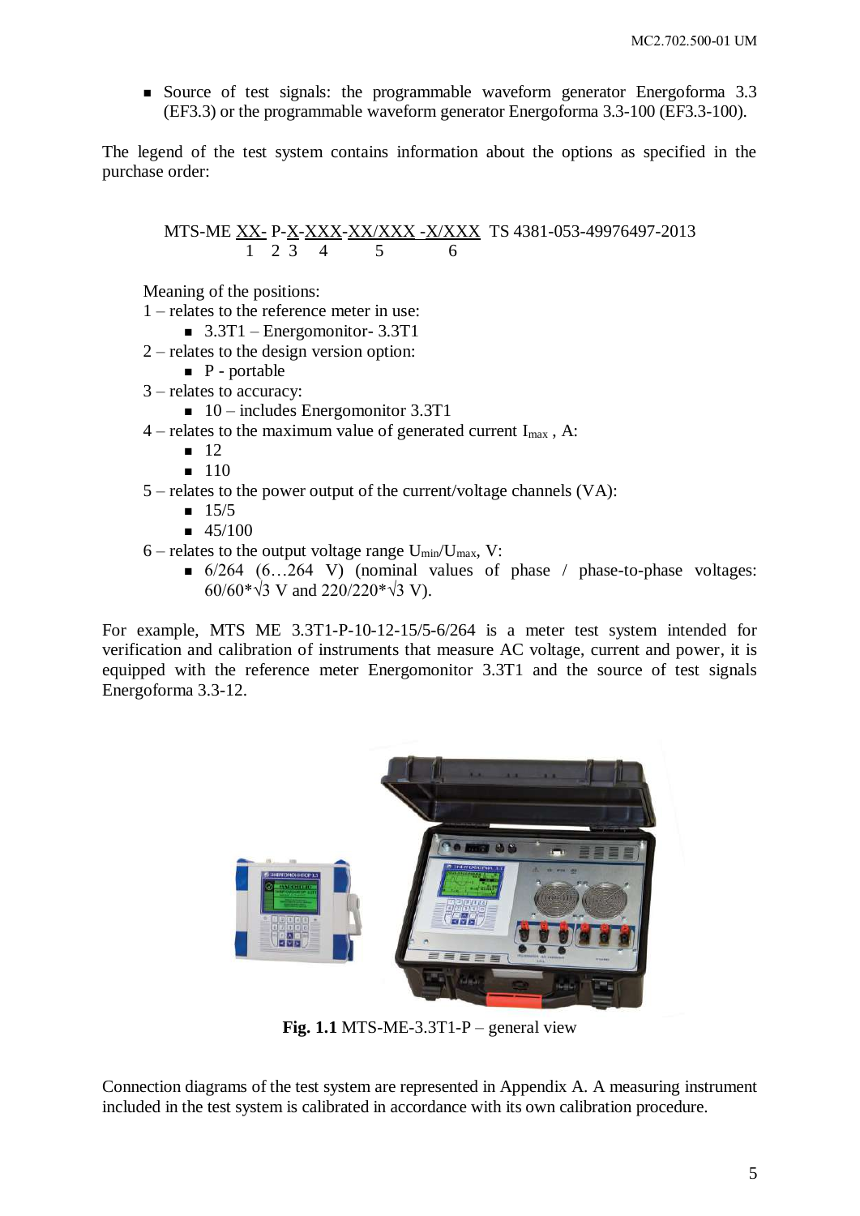- Source of test signals: the programmable waveform generator Energoforma 3.3 (EF3.3) or the programmable waveform generator Energoforma 3.3-100 (EF3.3-100).

The legend of the test system contains information about the options as specified in the purchase order:

MTS-ME XX- P-X-XXX-XX/XXX -X/XXX  TS 4381-053-49976497-2013
1  2 3  4  5  6

Meaning of the positions:

1 – relates to the reference meter in use:
- 3.3T1 – Energomonitor- 3.3T1

2 – relates to the design version option:
- P - portable

3 – relates to accuracy:
- 10 – includes Energomonitor 3.3T1

4 – relates to the maximum value of generated current $I_{max}$ , A:
- 12
- 110

5 – relates to the power output of the current/voltage channels (VA):
- 15/5
- 45/100

6 – relates to the output voltage range $U_{min}/U_{max}$, V:
- 6/264 (6…264 V) (nominal values of phase / phase-to-phase voltages: 60/60*√3 V and 220/220*√3 V).

For example, MTS ME 3.3T1-P-10-12-15/5-6/264 is a meter test system intended for verification and calibration of instruments that measure AC voltage, current and power, it is equipped with the reference meter Energomonitor 3.3T1 and the source of test signals Energoforma 3.3-12.

**Fig. 1.1** MTS-ME-3.3T1-P – general view

Connection diagrams of the test system are represented in Appendix A. A measuring instrument included in the test system is calibrated in accordance with its own calibration procedure.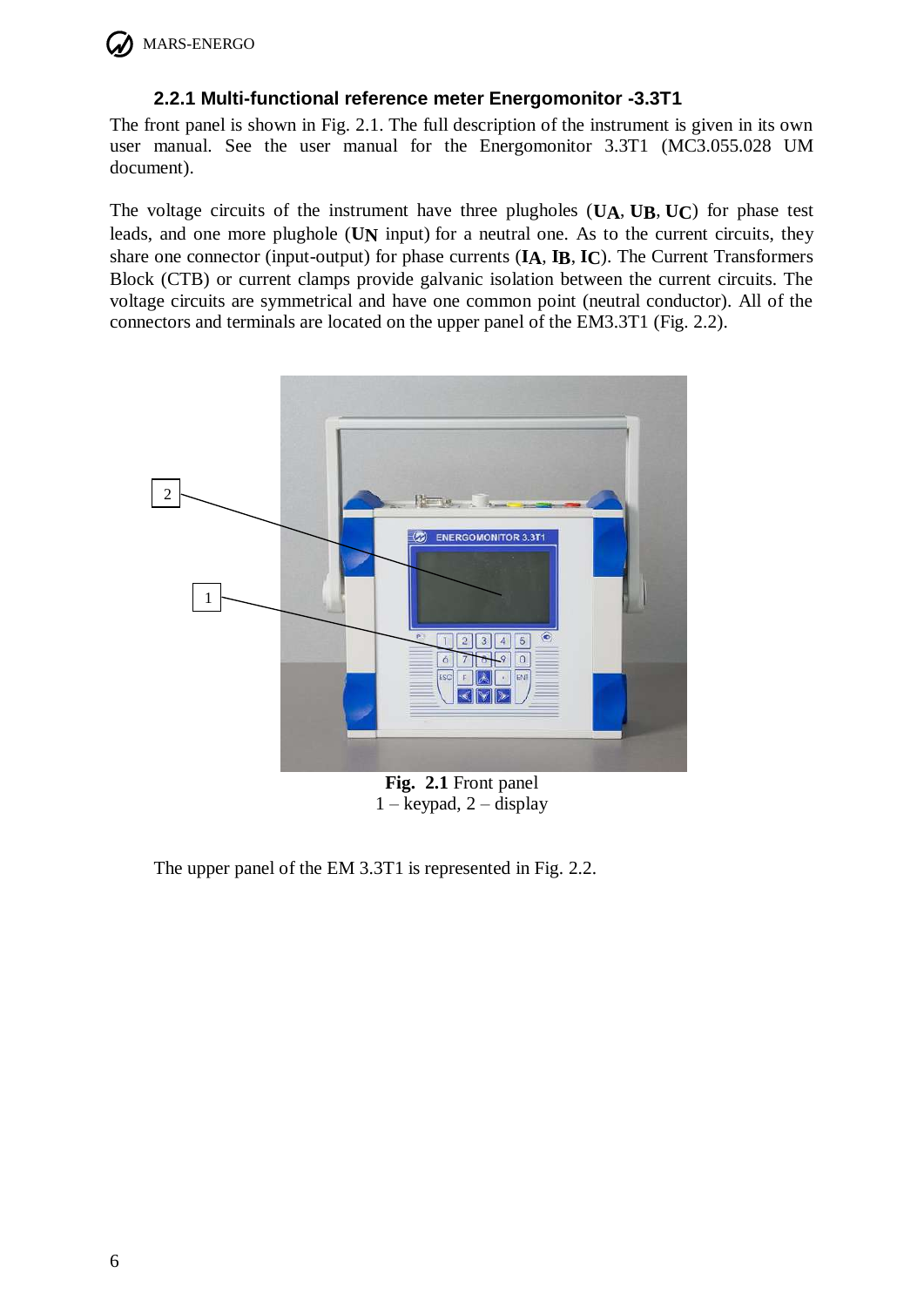### 2.2.1 Multi-functional reference meter Energomonitor -3.3T1

The front panel is shown in Fig. 2.1. The full description of the instrument is given in its own user manual. See the user manual for the Energomonitor 3.3T1 (MC3.055.028 UM document).

The voltage circuits of the instrument have three plugholes (**$U_A$**, **$U_B$**, **$U_C$**) for phase test leads, and one more plughole (**$U_N$** input) for a neutral one. As to the current circuits, they share one connector (input-output) for phase currents (**$I_A$**, **$I_B$**, **$I_C$**). The Current Transformers Block (CTB) or current clamps provide galvanic isolation between the current circuits. The voltage circuits are symmetrical and have one common point (neutral conductor). All of the connectors and terminals are located on the upper panel of the EM3.3T1 (Fig. 2.2).

**Fig. 2.1** Front panel
1 – keypad, 2 – display

The upper panel of the EM 3.3T1 is represented in Fig. 2.2.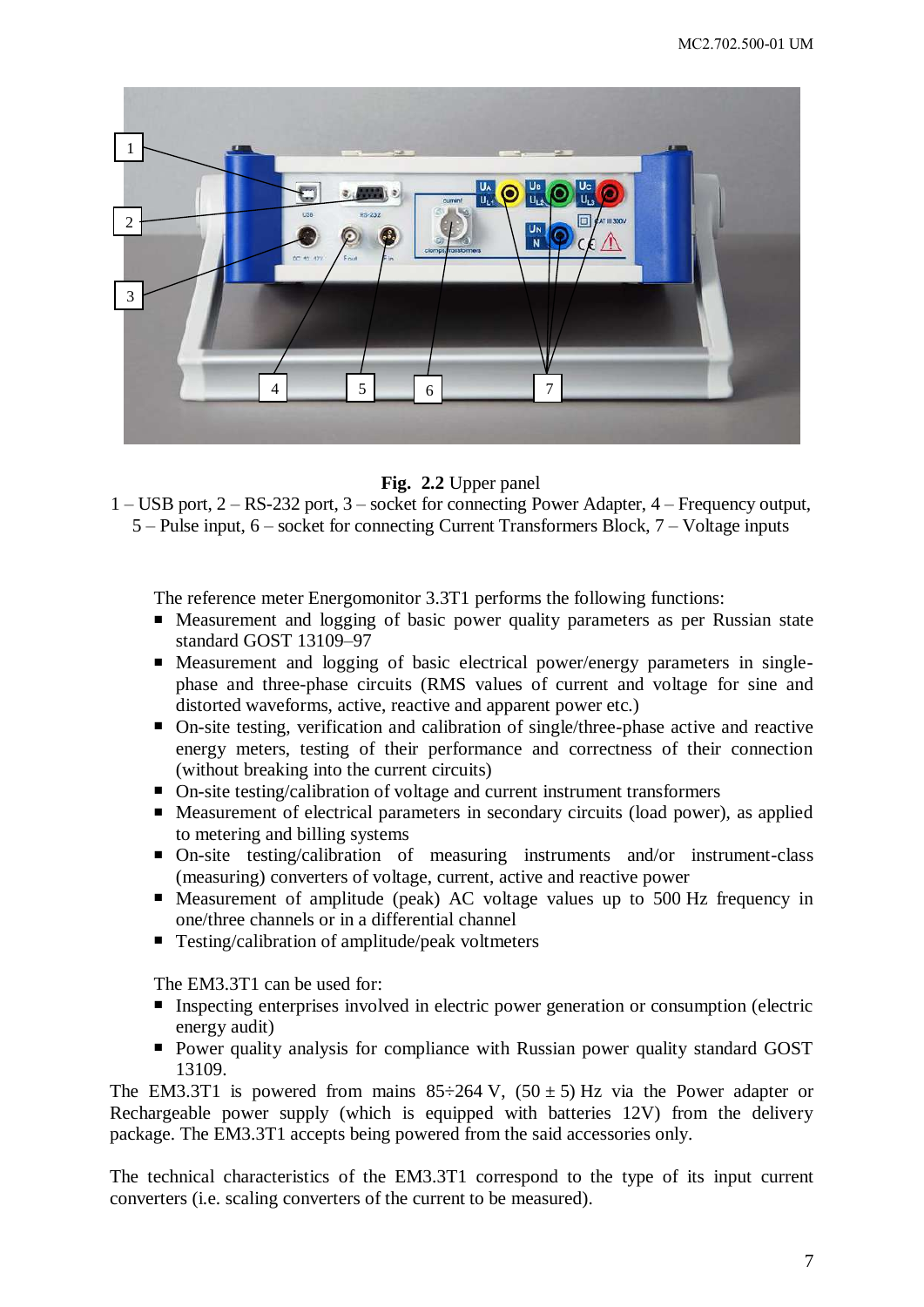**Fig. 2.2** Upper panel

1 – USB port, 2 – RS-232 port, 3 – socket for connecting Power Adapter, 4 – Frequency output, 5 – Pulse input, 6 – socket for connecting Current Transformers Block, 7 – Voltage inputs

The reference meter Energomonitor 3.3T1 performs the following functions:

- Measurement and logging of basic power quality parameters as per Russian state standard GOST 13109–97
- Measurement and logging of basic electrical power/energy parameters in single-phase and three-phase circuits (RMS values of current and voltage for sine and distorted waveforms, active, reactive and apparent power etc.)
- On-site testing, verification and calibration of single/three-phase active and reactive energy meters, testing of their performance and correctness of their connection (without breaking into the current circuits)
- On-site testing/calibration of voltage and current instrument transformers
- Measurement of electrical parameters in secondary circuits (load power), as applied to metering and billing systems
- On-site testing/calibration of measuring instruments and/or instrument-class (measuring) converters of voltage, current, active and reactive power
- Measurement of amplitude (peak) AC voltage values up to 500 Hz frequency in one/three channels or in a differential channel
- Testing/calibration of amplitude/peak voltmeters

The EM3.3T1 can be used for:

- Inspecting enterprises involved in electric power generation or consumption (electric energy audit)
- Power quality analysis for compliance with Russian power quality standard GOST 13109.

The EM3.3T1 is powered from mains 85÷264 V, (50 ± 5) Hz via the Power adapter or Rechargeable power supply (which is equipped with batteries 12V) from the delivery package. The EM3.3T1 accepts being powered from the said accessories only.

The technical characteristics of the EM3.3T1 correspond to the type of its input current converters (i.e. scaling converters of the current to be measured).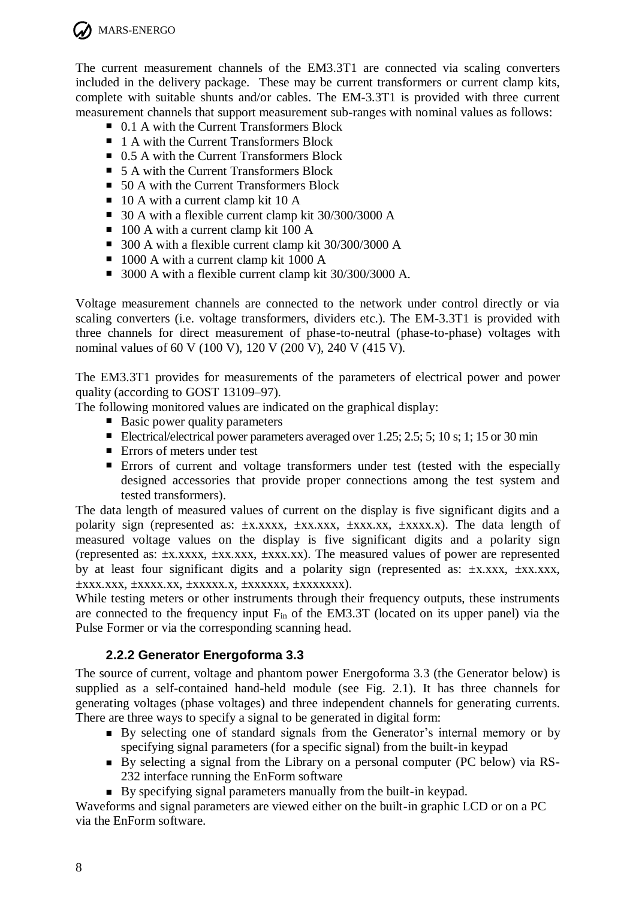The current measurement channels of the EM3.3T1 are connected via scaling converters included in the delivery package. These may be current transformers or current clamp kits, complete with suitable shunts and/or cables. The EM-3.3T1 is provided with three current measurement channels that support measurement sub-ranges with nominal values as follows:

- 0.1 A with the Current Transformers Block
- 1 A with the Current Transformers Block
- 0.5 A with the Current Transformers Block
- 5 A with the Current Transformers Block
- 50 A with the Current Transformers Block
- 10 A with a current clamp kit 10 A
- 30 A with a flexible current clamp kit 30/300/3000 A
- 100 A with a current clamp kit 100 A
- 300 A with a flexible current clamp kit 30/300/3000 A
- 1000 A with a current clamp kit 1000 A
- 3000 A with a flexible current clamp kit 30/300/3000 A.

Voltage measurement channels are connected to the network under control directly or via scaling converters (i.e. voltage transformers, dividers etc.). The EM-3.3T1 is provided with three channels for direct measurement of phase-to-neutral (phase-to-phase) voltages with nominal values of 60 V (100 V), 120 V (200 V), 240 V (415 V).

The EM3.3T1 provides for measurements of the parameters of electrical power and power quality (according to GOST 13109–97).

The following monitored values are indicated on the graphical display:

- Basic power quality parameters
- Electrical/electrical power parameters averaged over 1.25; 2.5; 5; 10 s; 1; 15 or 30 min
- Errors of meters under test
- Errors of current and voltage transformers under test (tested with the especially designed accessories that provide proper connections among the test system and tested transformers).

The data length of measured values of current on the display is five significant digits and a polarity sign (represented as: ±x.xxxx, ±xx.xxx, ±xxx.xx, ±xxxx.x). The data length of measured voltage values on the display is five significant digits and a polarity sign (represented as: ±x.xxxx, ±xx.xxx, ±xxx.xx). The measured values of power are represented by at least four significant digits and a polarity sign (represented as: ±x.xxx, ±xx.xxx, ±xxx.xxx, ±xxxx.xx, ±xxxxx.x, ±xxxxxx, ±xxxxxxx).

While testing meters or other instruments through their frequency outputs, these instruments are connected to the frequency input $F_{in}$ of the EM3.3T (located on its upper panel) via the Pulse Former or via the corresponding scanning head.

### 2.2.2 Generator Energoforma 3.3

The source of current, voltage and phantom power Energoforma 3.3 (the Generator below) is supplied as a self-contained hand-held module (see Fig. 2.1). It has three channels for generating voltages (phase voltages) and three independent channels for generating currents. There are three ways to specify a signal to be generated in digital form:

- By selecting one of standard signals from the Generator's internal memory or by specifying signal parameters (for a specific signal) from the built-in keypad
- By selecting a signal from the Library on a personal computer (PC below) via RS-232 interface running the EnForm software
- By specifying signal parameters manually from the built-in keypad.

Waveforms and signal parameters are viewed either on the built-in graphic LCD or on a PC via the EnForm software.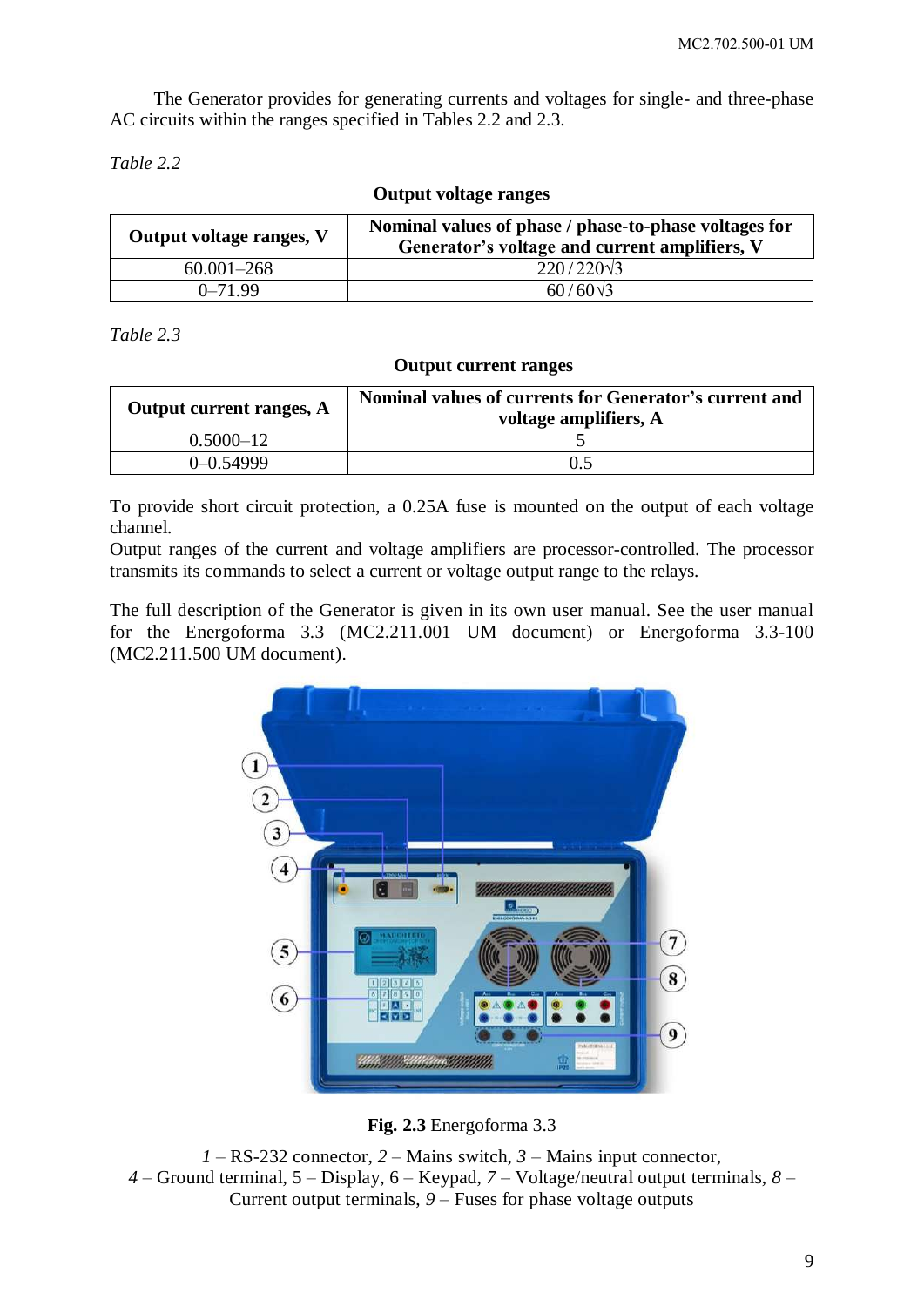The Generator provides for generating currents and voltages for single- and three-phase AC circuits within the ranges specified in Tables 2.2 and 2.3.

*Table 2.2*

**Output voltage ranges**

| Output voltage ranges, V | Nominal values of phase / phase-to-phase voltages for Generator's voltage and current amplifiers, V |
|---|---|
| 60.001–268 | 220 / 220√3 |
| 0–71.99 | 60 / 60√3 |

*Table 2.3*

**Output current ranges**

| Output current ranges, A | Nominal values of currents for Generator's current and voltage amplifiers, A |
|---|---|
| 0.5000–12 | 5 |
| 0–0.54999 | 0.5 |

To provide short circuit protection, a 0.25A fuse is mounted on the output of each voltage channel.
Output ranges of the current and voltage amplifiers are processor-controlled. The processor transmits its commands to select a current or voltage output range to the relays.

The full description of the Generator is given in its own user manual. See the user manual for the Energoforma 3.3 (MC2.211.001 UM document) or Energoforma 3.3-100 (MC2.211.500 UM document).

**Fig. 2.3** Energoforma 3.3

*1* – RS-232 connector, *2* – Mains switch, *3* – Mains input connector, *4* – Ground terminal, 5 – Display, 6 – Keypad, *7* – Voltage/neutral output terminals, *8* – Current output terminals, *9* – Fuses for phase voltage outputs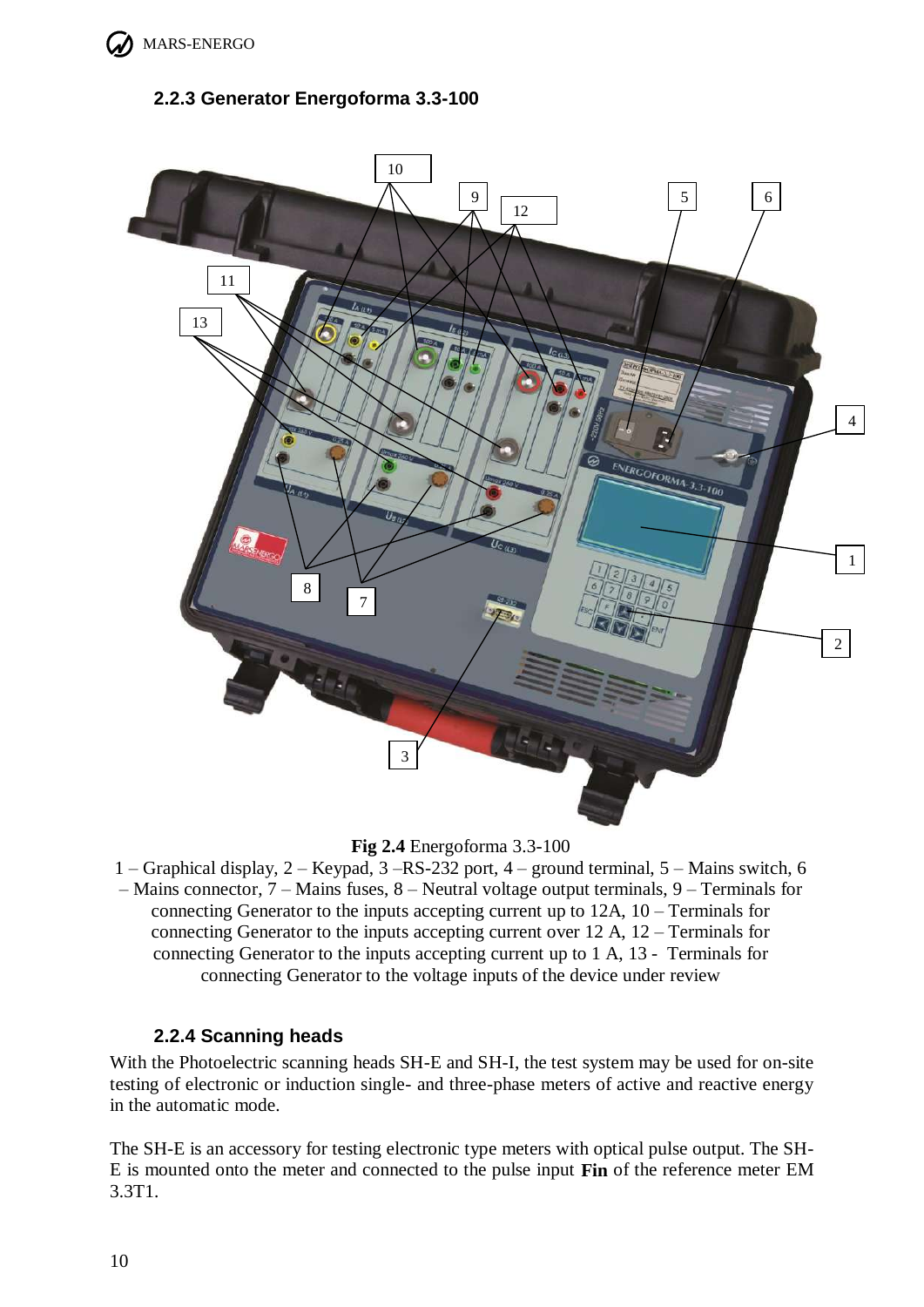### 2.2.3 Generator Energoforma 3.3-100

**Fig 2.4** Energoforma 3.3-100

1 – Graphical display, 2 – Keypad, 3 –RS-232 port, 4 – ground terminal, 5 – Mains switch, 6 – Mains connector, 7 – Mains fuses, 8 – Neutral voltage output terminals, 9 – Terminals for connecting Generator to the inputs accepting current up to 12A, 10 – Terminals for connecting Generator to the inputs accepting current over 12 A, 12 – Terminals for connecting Generator to the inputs accepting current up to 1 A, 13 - Terminals for connecting Generator to the voltage inputs of the device under review

### 2.2.4 Scanning heads

With the Photoelectric scanning heads SH-E and SH-I, the test system may be used for on-site testing of electronic or induction single- and three-phase meters of active and reactive energy in the automatic mode.

The SH-E is an accessory for testing electronic type meters with optical pulse output. The SH-E is mounted onto the meter and connected to the pulse input **Fin** of the reference meter EM 3.3T1.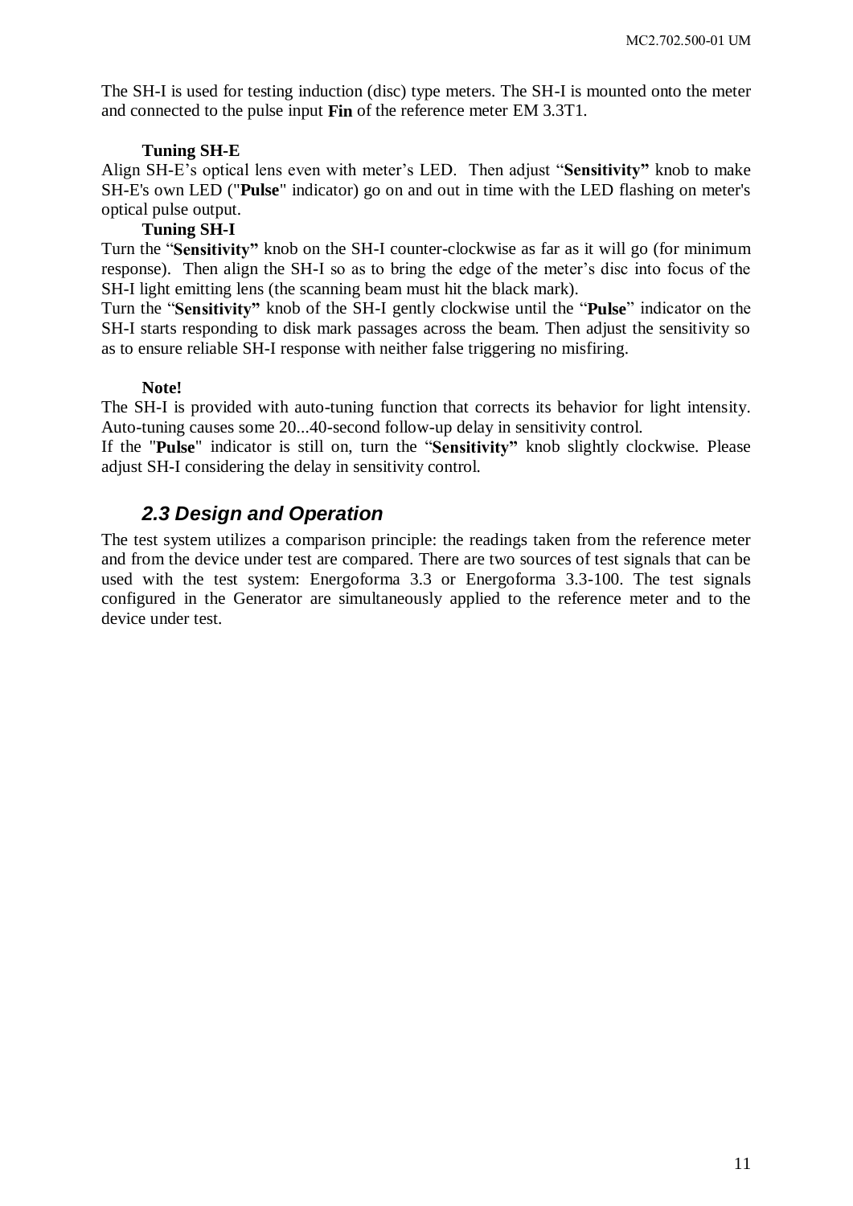The SH-I is used for testing induction (disc) type meters. The SH-I is mounted onto the meter and connected to the pulse input **Fin** of the reference meter EM 3.3T1.

**Tuning SH-E**

Align SH-E's optical lens even with meter's LED. Then adjust "**Sensitivity"** knob to make SH-E's own LED ("**Pulse**" indicator) go on and out in time with the LED flashing on meter's optical pulse output.

**Tuning SH-I**

Turn the "**Sensitivity"** knob on the SH-I counter-clockwise as far as it will go (for minimum response). Then align the SH-I so as to bring the edge of the meter's disc into focus of the SH-I light emitting lens (the scanning beam must hit the black mark).

Turn the "**Sensitivity"** knob of the SH-I gently clockwise until the "**Pulse**" indicator on the SH-I starts responding to disk mark passages across the beam. Then adjust the sensitivity so as to ensure reliable SH-I response with neither false triggering no misfiring.

**Note!**

The SH-I is provided with auto-tuning function that corrects its behavior for light intensity. Auto-tuning causes some 20...40-second follow-up delay in sensitivity control.

If the "**Pulse**" indicator is still on, turn the "**Sensitivity"** knob slightly clockwise. Please adjust SH-I considering the delay in sensitivity control.

## *2.3 Design and Operation*

The test system utilizes a comparison principle: the readings taken from the reference meter and from the device under test are compared. There are two sources of test signals that can be used with the test system: Energoforma 3.3 or Energoforma 3.3-100. The test signals configured in the Generator are simultaneously applied to the reference meter and to the device under test.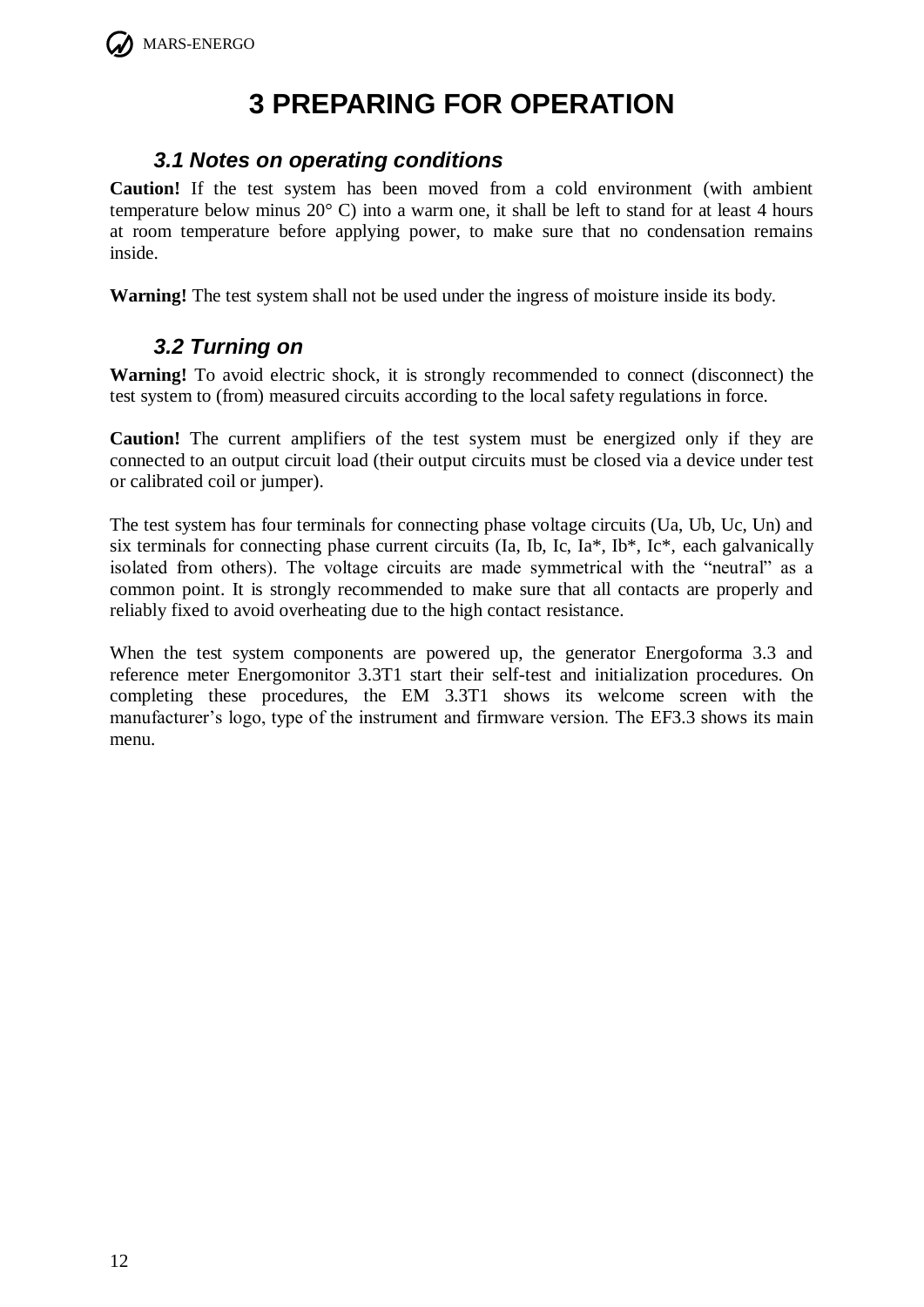# 3 PREPARING FOR OPERATION

### 3.1 Notes on operating conditions

**Caution!** If the test system has been moved from a cold environment (with ambient temperature below minus 20° C) into a warm one, it shall be left to stand for at least 4 hours at room temperature before applying power, to make sure that no condensation remains inside.

**Warning!** The test system shall not be used under the ingress of moisture inside its body.

### 3.2 Turning on

**Warning!** To avoid electric shock, it is strongly recommended to connect (disconnect) the test system to (from) measured circuits according to the local safety regulations in force.

**Caution!** The current amplifiers of the test system must be energized only if they are connected to an output circuit load (their output circuits must be closed via a device under test or calibrated coil or jumper).

The test system has four terminals for connecting phase voltage circuits (Ua, Ub, Uc, Un) and six terminals for connecting phase current circuits (Ia, Ib, Ic, Ia*, Ib*, Ic*, each galvanically isolated from others). The voltage circuits are made symmetrical with the "neutral" as a common point. It is strongly recommended to make sure that all contacts are properly and reliably fixed to avoid overheating due to the high contact resistance.

When the test system components are powered up, the generator Energoforma 3.3 and reference meter Energomonitor 3.3T1 start their self-test and initialization procedures. On completing these procedures, the EM 3.3T1 shows its welcome screen with the manufacturer's logo, type of the instrument and firmware version. The EF3.3 shows its main menu.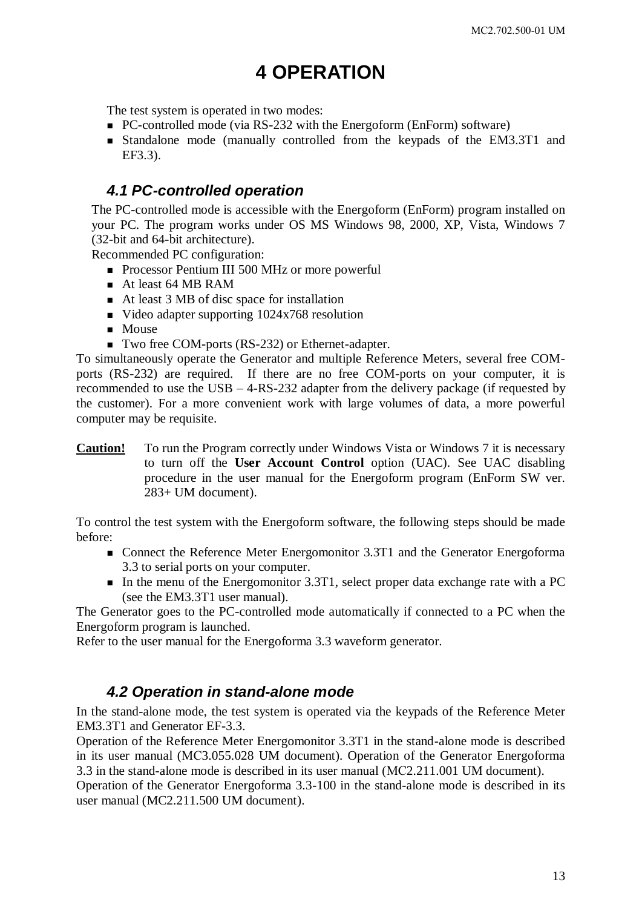# 4 OPERATION

The test system is operated in two modes:

- PC-controlled mode (via RS-232 with the Energoform (EnForm) software)
- Standalone mode (manually controlled from the keypads of the EM3.3T1 and EF3.3).

## 4.1 PC-controlled operation

The PC-controlled mode is accessible with the Energoform (EnForm) program installed on your PC. The program works under OS MS Windows 98, 2000, XP, Vista, Windows 7 (32-bit and 64-bit architecture).

Recommended PC configuration:

- Processor Pentium III 500 MHz or more powerful
- At least 64 MB RAM
- At least 3 MB of disc space for installation
- Video adapter supporting 1024x768 resolution
- Mouse
- Two free COM-ports (RS-232) or Ethernet-adapter.

To simultaneously operate the Generator and multiple Reference Meters, several free COM-ports (RS-232) are required. If there are no free COM-ports on your computer, it is recommended to use the USB – 4-RS-232 adapter from the delivery package (if requested by the customer). For a more convenient work with large volumes of data, a more powerful computer may be requisite.

**Caution!** To run the Program correctly under Windows Vista or Windows 7 it is necessary to turn off the **User Account Control** option (UAC). See UAC disabling procedure in the user manual for the Energoform program (EnForm SW ver. 283+ UM document).

To control the test system with the Energoform software, the following steps should be made before:

- Connect the Reference Meter Energomonitor 3.3T1 and the Generator Energoforma 3.3 to serial ports on your computer.
- In the menu of the Energomonitor 3.3T1, select proper data exchange rate with a PC (see the EM3.3T1 user manual).

The Generator goes to the PC-controlled mode automatically if connected to a PC when the Energoform program is launched.

Refer to the user manual for the Energoforma 3.3 waveform generator.

## 4.2 Operation in stand-alone mode

In the stand-alone mode, the test system is operated via the keypads of the Reference Meter EM3.3T1 and Generator EF-3.3.

Operation of the Reference Meter Energomonitor 3.3T1 in the stand-alone mode is described in its user manual (MC3.055.028 UM document). Operation of the Generator Energoforma 3.3 in the stand-alone mode is described in its user manual (MC2.211.001 UM document).

Operation of the Generator Energoforma 3.3-100 in the stand-alone mode is described in its user manual (MC2.211.500 UM document).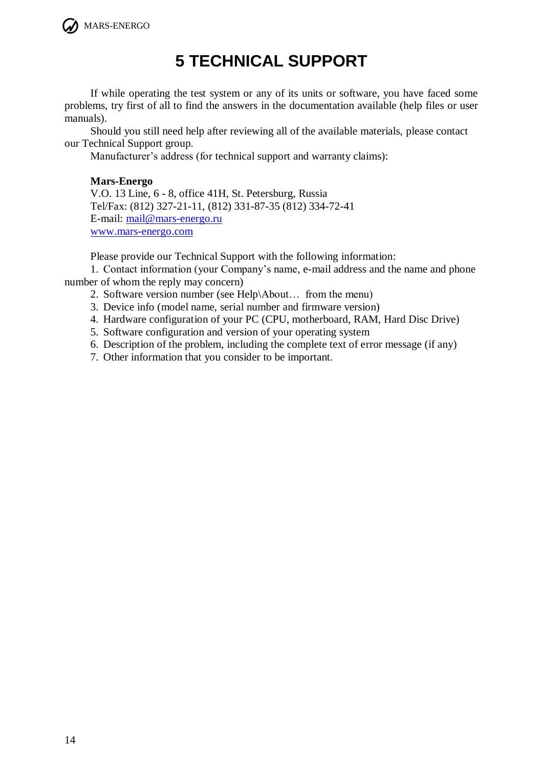# 5 TECHNICAL SUPPORT

If while operating the test system or any of its units or software, you have faced some problems, try first of all to find the answers in the documentation available (help files or user manuals).

Should you still need help after reviewing all of the available materials, please contact our Technical Support group.

Manufacturer's address (for technical support and warranty claims):

**Mars-Energo**
V.O. 13 Line, 6 - 8, office 41H, St. Petersburg, Russia
Tel/Fax: (812) 327-21-11, (812) 331-87-35 (812) 334-72-41
E-mail: mail@mars-energo.ru
www.mars-energo.com

Please provide our Technical Support with the following information:

1. Contact information (your Company's name, e-mail address and the name and phone number of whom the reply may concern)
2. Software version number (see Help\About… from the menu)
3. Device info (model name, serial number and firmware version)
4. Hardware configuration of your PC (CPU, motherboard, RAM, Hard Disc Drive)
5. Software configuration and version of your operating system
6. Description of the problem, including the complete text of error message (if any)
7. Other information that you consider to be important.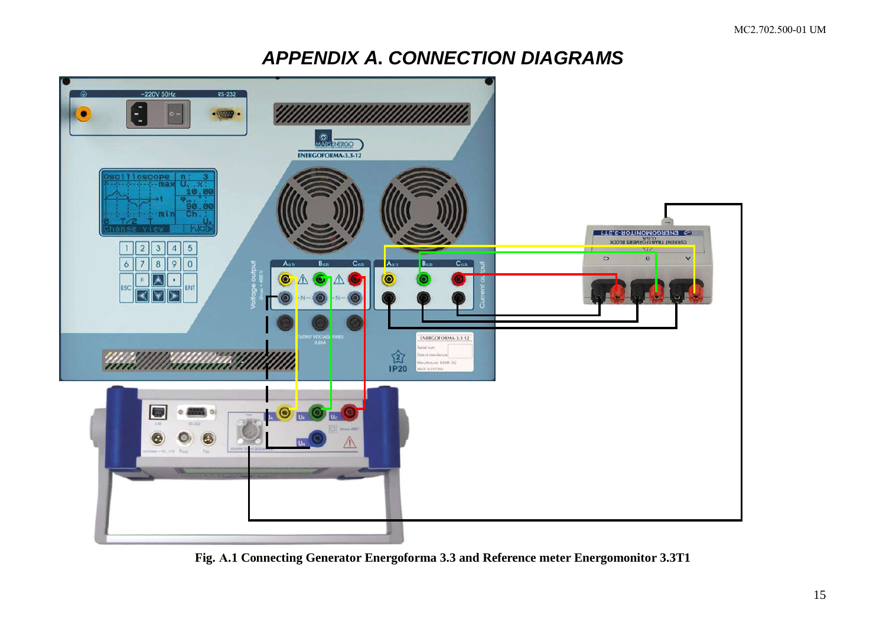# APPENDIX A. CONNECTION DIAGRAMS

**Fig. A.1 Connecting Generator Energoforma 3.3 and Reference meter Energomonitor 3.3T1**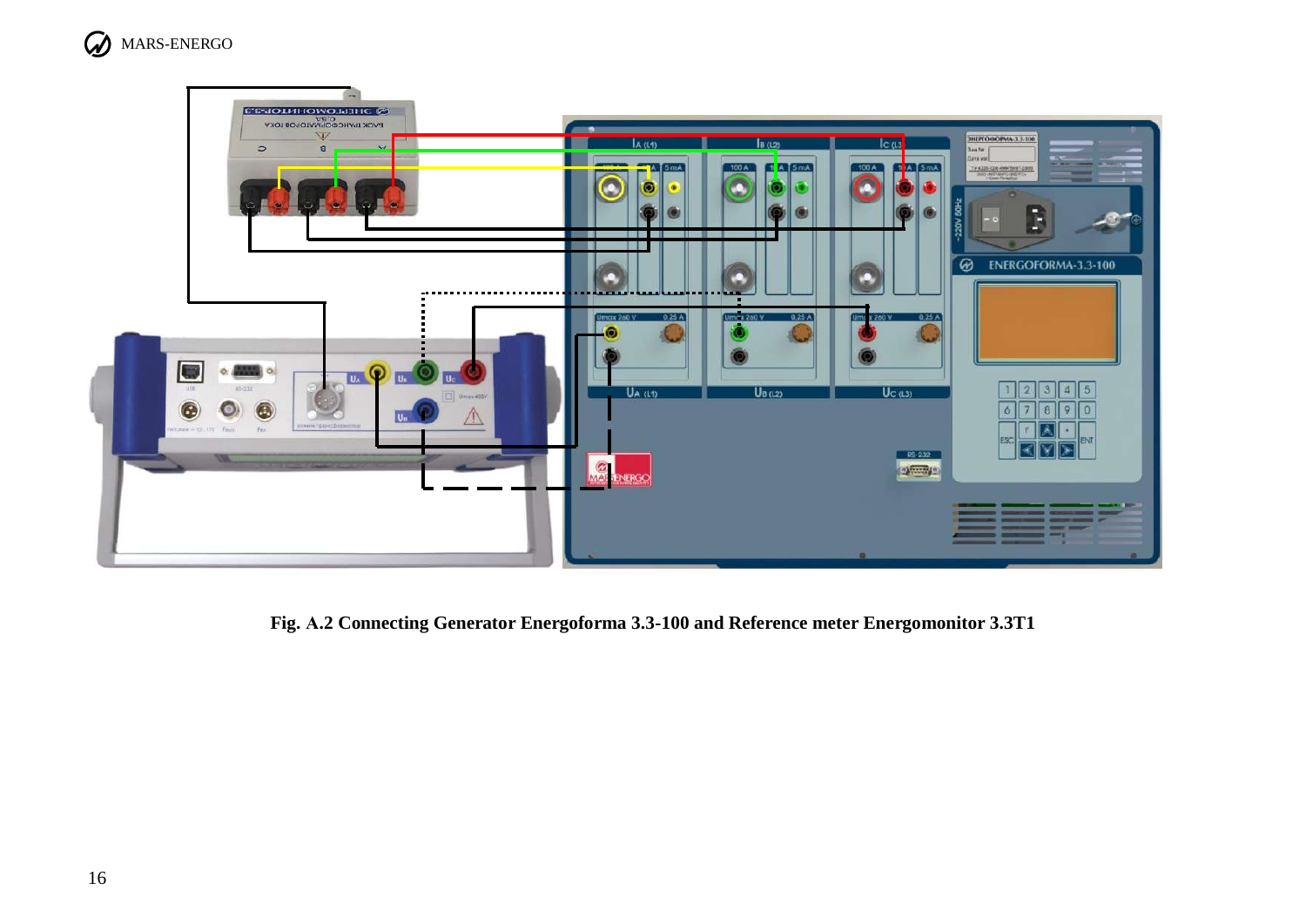**Fig. A.2 Connecting Generator Energoforma 3.3-100 and Reference meter Energomonitor 3.3T1**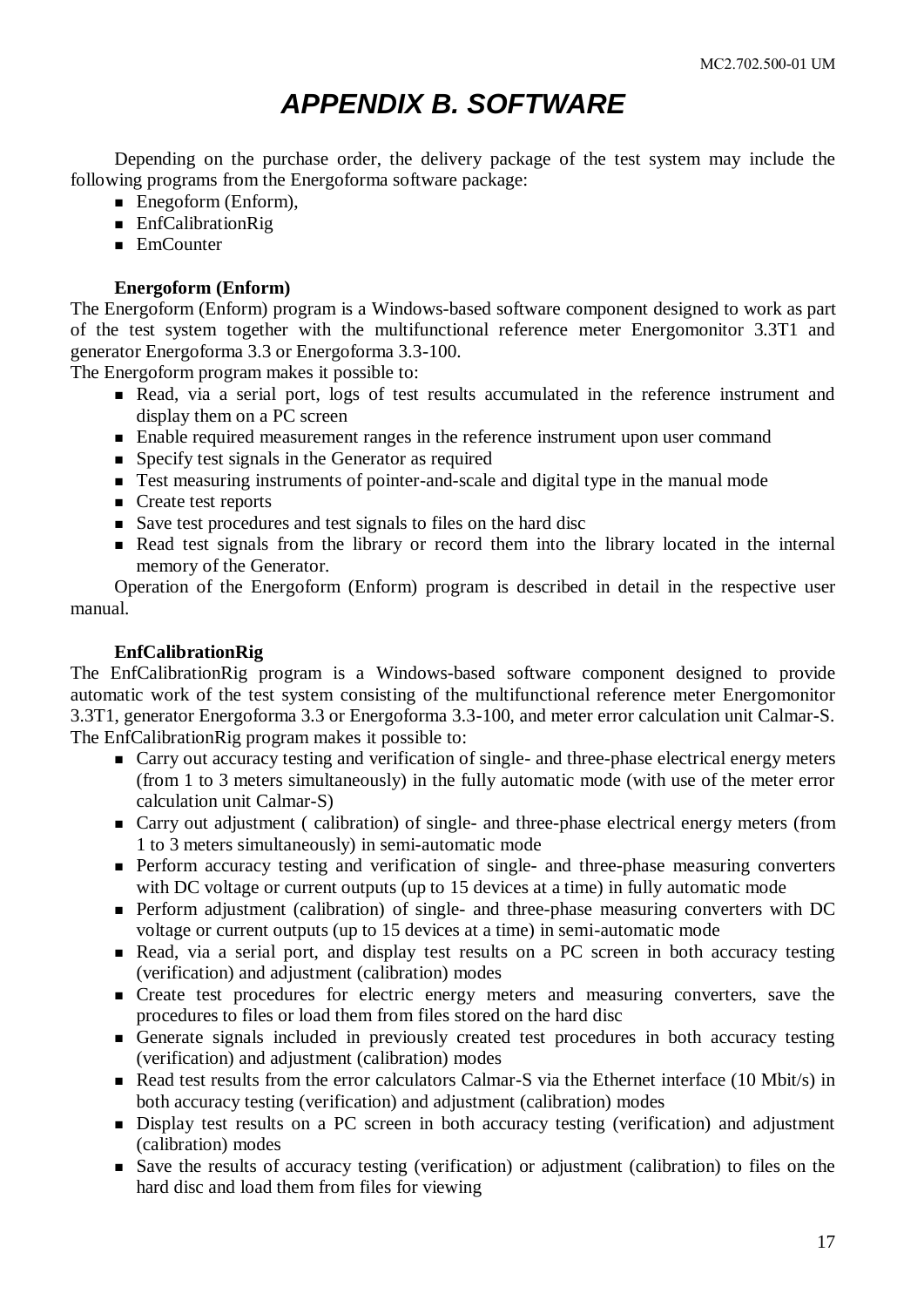# APPENDIX B. SOFTWARE

Depending on the purchase order, the delivery package of the test system may include the following programs from the Energoforma software package:

- Enegoform (Enform),
- EnfCalibrationRig
- EmCounter

**Energoform (Enform)**

The Energoform (Enform) program is a Windows-based software component designed to work as part of the test system together with the multifunctional reference meter Energomonitor 3.3T1 and generator Energoforma 3.3 or Energoforma 3.3-100.

The Energoform program makes it possible to:

- Read, via a serial port, logs of test results accumulated in the reference instrument and display them on a PC screen
- Enable required measurement ranges in the reference instrument upon user command
- Specify test signals in the Generator as required
- Test measuring instruments of pointer-and-scale and digital type in the manual mode
- Create test reports
- Save test procedures and test signals to files on the hard disc
- Read test signals from the library or record them into the library located in the internal memory of the Generator.

Operation of the Energoform (Enform) program is described in detail in the respective user manual.

**EnfCalibrationRig**

The EnfCalibrationRig program is a Windows-based software component designed to provide automatic work of the test system consisting of the multifunctional reference meter Energomonitor 3.3T1, generator Energoforma 3.3 or Energoforma 3.3-100, and meter error calculation unit Calmar-S.

The EnfCalibrationRig program makes it possible to:

- Carry out accuracy testing and verification of single- and three-phase electrical energy meters (from 1 to 3 meters simultaneously) in the fully automatic mode (with use of the meter error calculation unit Calmar-S)
- Carry out adjustment ( calibration) of single- and three-phase electrical energy meters (from 1 to 3 meters simultaneously) in semi-automatic mode
- Perform accuracy testing and verification of single- and three-phase measuring converters with DC voltage or current outputs (up to 15 devices at a time) in fully automatic mode
- Perform adjustment (calibration) of single- and three-phase measuring converters with DC voltage or current outputs (up to 15 devices at a time) in semi-automatic mode
- Read, via a serial port, and display test results on a PC screen in both accuracy testing (verification) and adjustment (calibration) modes
- Create test procedures for electric energy meters and measuring converters, save the procedures to files or load them from files stored on the hard disc
- Generate signals included in previously created test procedures in both accuracy testing (verification) and adjustment (calibration) modes
- Read test results from the error calculators Calmar-S via the Ethernet interface (10 Mbit/s) in both accuracy testing (verification) and adjustment (calibration) modes
- Display test results on a PC screen in both accuracy testing (verification) and adjustment (calibration) modes
- Save the results of accuracy testing (verification) or adjustment (calibration) to files on the hard disc and load them from files for viewing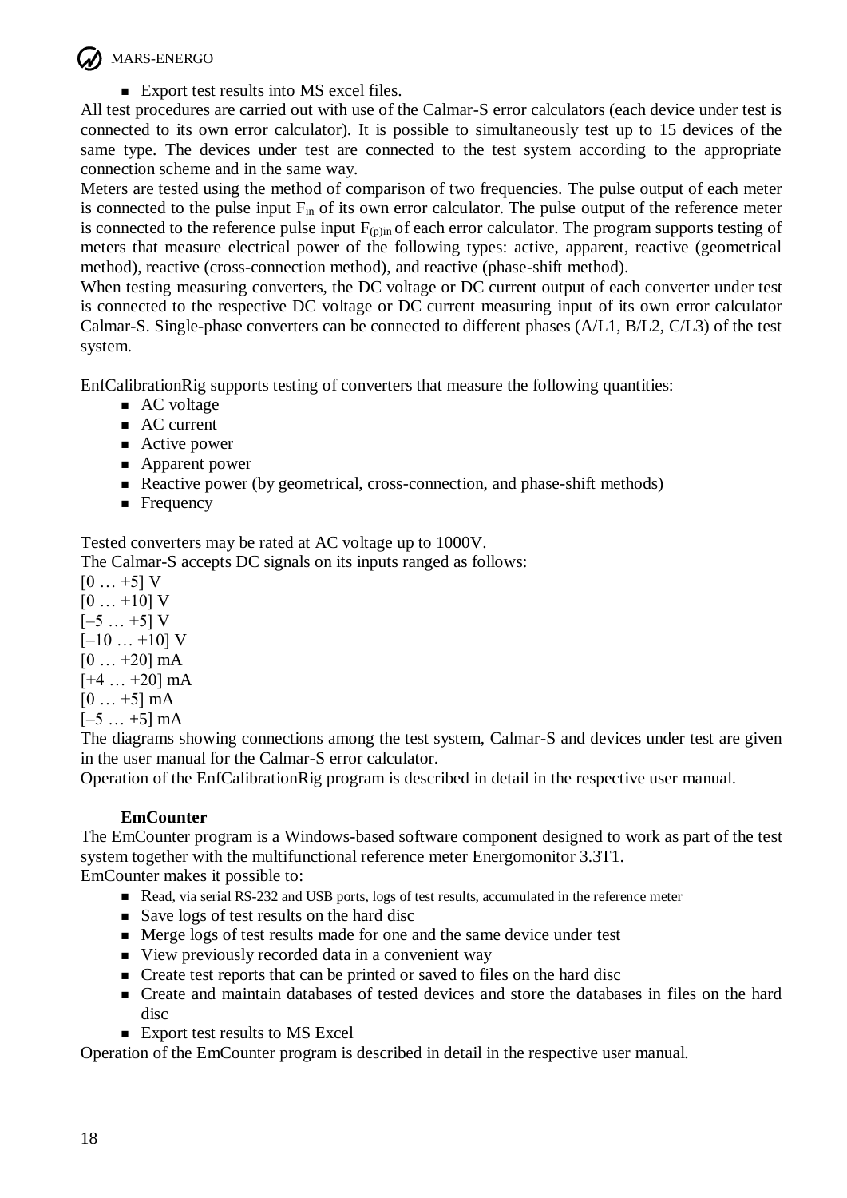- Export test results into MS excel files.

All test procedures are carried out with use of the Calmar-S error calculators (each device under test is connected to its own error calculator). It is possible to simultaneously test up to 15 devices of the same type. The devices under test are connected to the test system according to the appropriate connection scheme and in the same way.

Meters are tested using the method of comparison of two frequencies. The pulse output of each meter is connected to the pulse input $F_{in}$ of its own error calculator. The pulse output of the reference meter is connected to the reference pulse input $F_{(p)in}$ of each error calculator. The program supports testing of meters that measure electrical power of the following types: active, apparent, reactive (geometrical method), reactive (cross-connection method), and reactive (phase-shift method).

When testing measuring converters, the DC voltage or DC current output of each converter under test is connected to the respective DC voltage or DC current measuring input of its own error calculator Calmar-S. Single-phase converters can be connected to different phases (A/L1, B/L2, C/L3) of the test system.

EnfCalibrationRig supports testing of converters that measure the following quantities:

- AC voltage
- AC current
- Active power
- Apparent power
- Reactive power (by geometrical, cross-connection, and phase-shift methods)
- Frequency

Tested converters may be rated at AC voltage up to 1000V.

The Calmar-S accepts DC signals on its inputs ranged as follows:

[0 … +5] V
[0 … +10] V
[–5 … +5] V
[–10 … +10] V
[0 … +20] mA
[+4 … +20] mA
[0 … +5] mA
[–5 … +5] mA

The diagrams showing connections among the test system, Calmar-S and devices under test are given in the user manual for the Calmar-S error calculator.

Operation of the EnfCalibrationRig program is described in detail in the respective user manual.

**EmCounter**

The EmCounter program is a Windows-based software component designed to work as part of the test system together with the multifunctional reference meter Energomonitor 3.3T1.

EmCounter makes it possible to:

- Read, via serial RS-232 and USB ports, logs of test results, accumulated in the reference meter
- Save logs of test results on the hard disc
- Merge logs of test results made for one and the same device under test
- View previously recorded data in a convenient way
- Create test reports that can be printed or saved to files on the hard disc
- Create and maintain databases of tested devices and store the databases in files on the hard disc
- Export test results to MS Excel

Operation of the EmCounter program is described in detail in the respective user manual.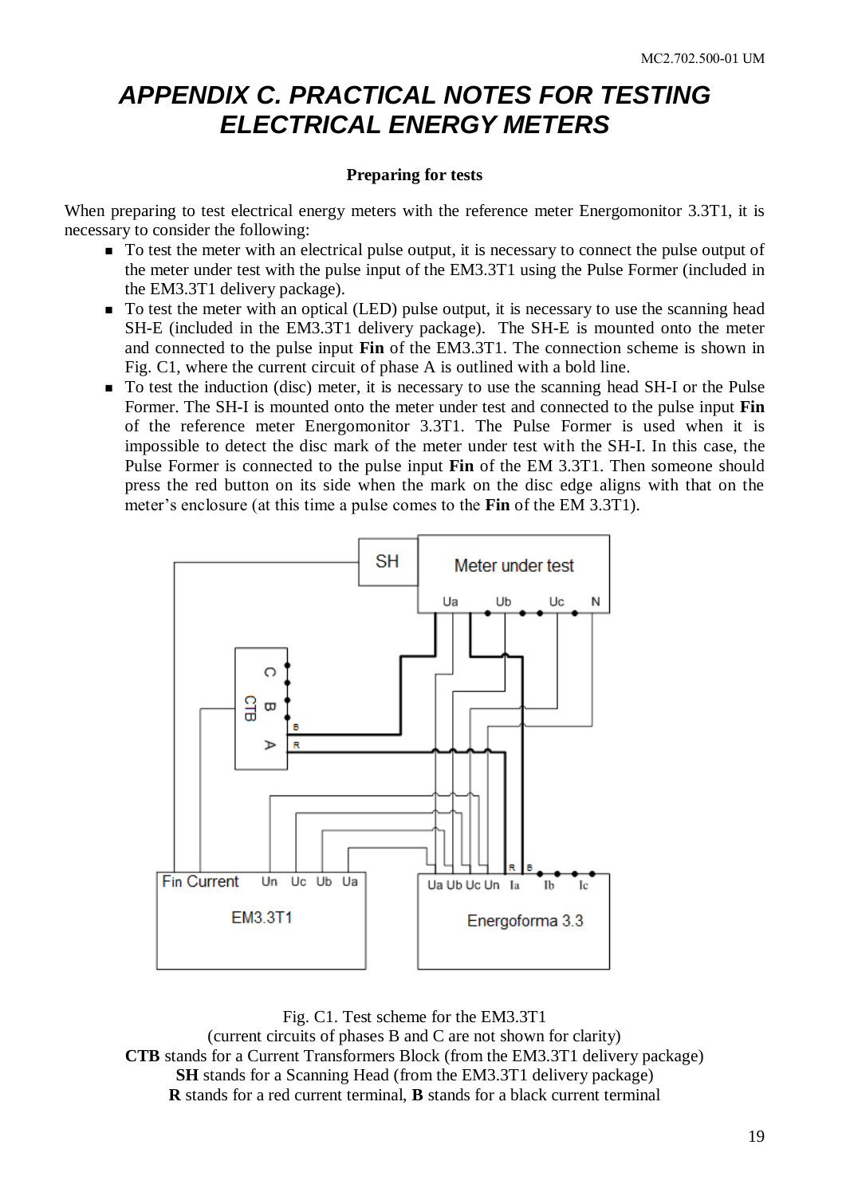# APPENDIX C. PRACTICAL NOTES FOR TESTING ELECTRICAL ENERGY METERS

### Preparing for tests

When preparing to test electrical energy meters with the reference meter Energomonitor 3.3T1, it is necessary to consider the following:

- To test the meter with an electrical pulse output, it is necessary to connect the pulse output of the meter under test with the pulse input of the EM3.3T1 using the Pulse Former (included in the EM3.3T1 delivery package).
- To test the meter with an optical (LED) pulse output, it is necessary to use the scanning head SH-E (included in the EM3.3T1 delivery package). The SH-E is mounted onto the meter and connected to the pulse input **Fin** of the EM3.3T1. The connection scheme is shown in Fig. C1, where the current circuit of phase A is outlined with a bold line.
- To test the induction (disc) meter, it is necessary to use the scanning head SH-I or the Pulse Former. The SH-I is mounted onto the meter under test and connected to the pulse input **Fin** of the reference meter Energomonitor 3.3T1. The Pulse Former is used when it is impossible to detect the disc mark of the meter under test with the SH-I. In this case, the Pulse Former is connected to the pulse input **Fin** of the EM 3.3T1. Then someone should press the red button on its side when the mark on the disc edge aligns with that on the meter's enclosure (at this time a pulse comes to the **Fin** of the EM 3.3T1).

Fig. C1. Test scheme for the EM3.3T1
(current circuits of phases B and C are not shown for clarity)
**CTB** stands for a Current Transformers Block (from the EM3.3T1 delivery package)
**SH** stands for a Scanning Head (from the EM3.3T1 delivery package)
**R** stands for a red current terminal, **B** stands for a black current terminal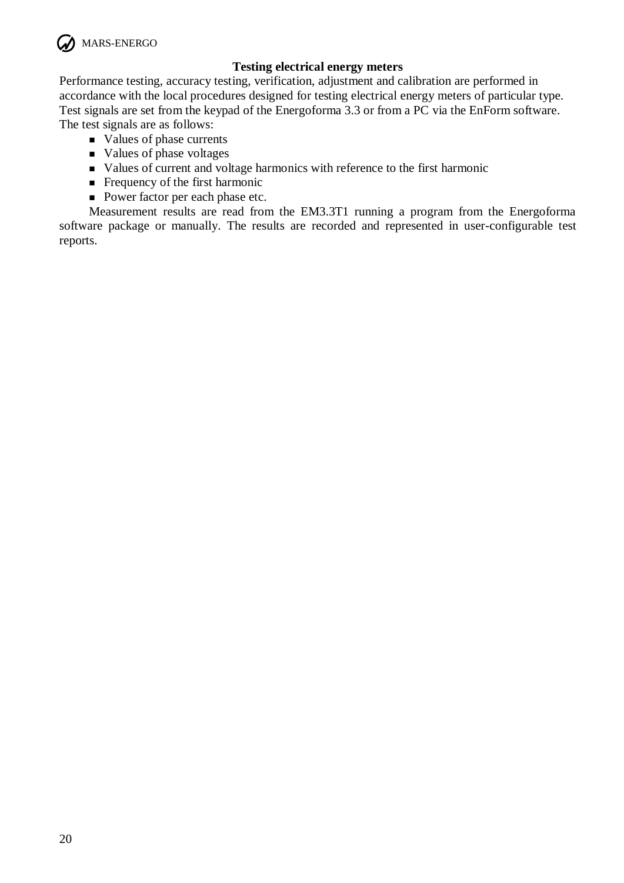### Testing electrical energy meters

Performance testing, accuracy testing, verification, adjustment and calibration are performed in accordance with the local procedures designed for testing electrical energy meters of particular type. Test signals are set from the keypad of the Energoforma 3.3 or from a PC via the EnForm software. The test signals are as follows:

- Values of phase currents
- Values of phase voltages
- Values of current and voltage harmonics with reference to the first harmonic
- Frequency of the first harmonic
- Power factor per each phase etc.

Measurement results are read from the EM3.3T1 running a program from the Energoforma software package or manually. The results are recorded and represented in user-configurable test reports.